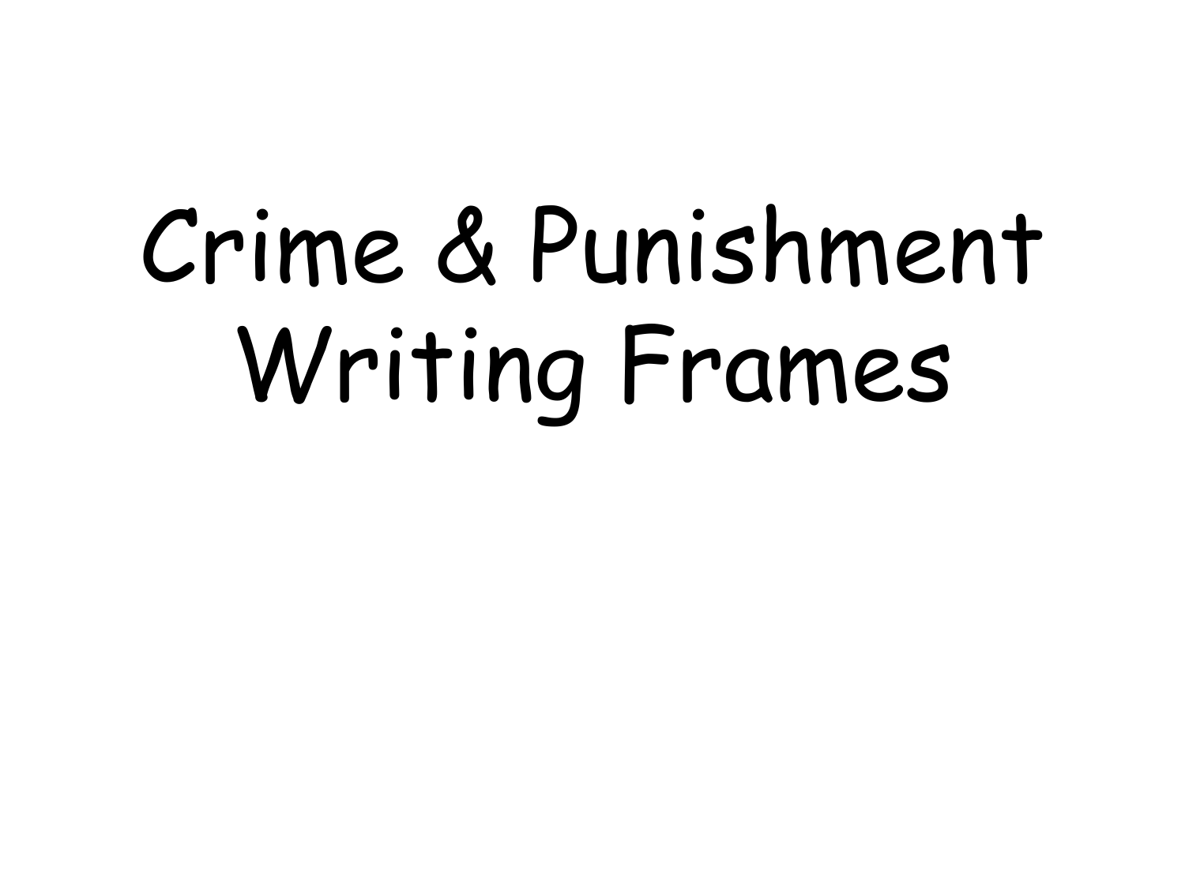# Crime & Punishment Writing Frames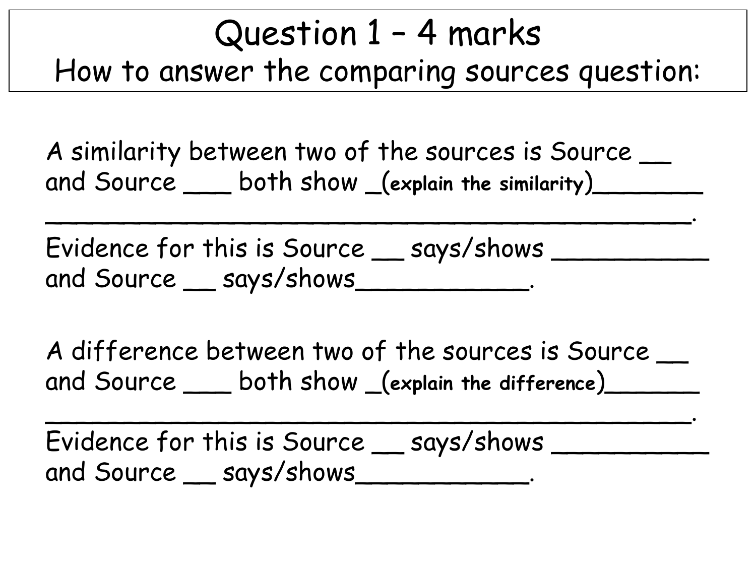# Question 1 – 4 marks
## How to answer the comparing sources question:

A similarity between two of the sources is Source __ and Source ___ both show _(**explain the similarity**)________ _____________________________________________. Evidence for this is Source __ says/shows ___________ and Source __ says/shows____________.

A difference between two of the sources is Source __ and Source ___ both show _(**explain the difference**)_______ _____________________________________________. Evidence for this is Source __ says/shows ___________ and Source __ says/shows____________.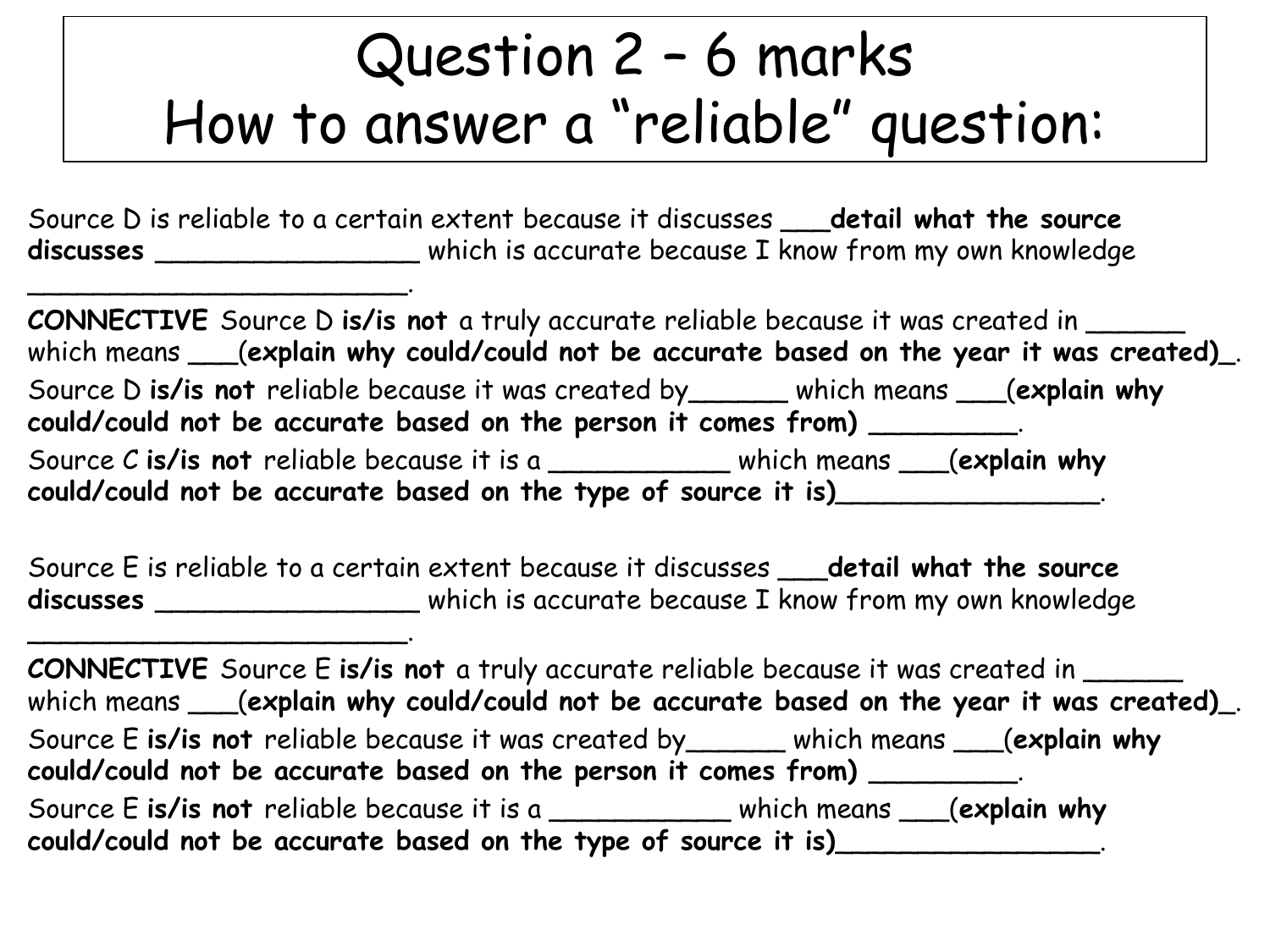# Question 2 – 6 marks
# How to answer a "reliable" question:

Source D is reliable to a certain extent because it discusses ___**detail what the source discusses** _________________ which is accurate because I know from my own knowledge _________________________.

**CONNECTIVE** Source D **is/is not** a truly accurate reliable because it was created in ______ which means ___(**explain why could/could not be accurate based on the year it was created)**_.

Source D **is/is not** reliable because it was created by______ which means ___(**explain why could/could not be accurate based on the person it comes from)** _________.

Source C **is/is not** reliable because it is a ___________ which means ___(**explain why could/could not be accurate based on the type of source it is)**________________.

Source E is reliable to a certain extent because it discusses ___**detail what the source discusses** _________________ which is accurate because I know from my own knowledge _________________________.

**CONNECTIVE** Source E **is/is not** a truly accurate reliable because it was created in ______ which means ___(**explain why could/could not be accurate based on the year it was created)**_.

Source E **is/is not** reliable because it was created by______ which means ___(**explain why could/could not be accurate based on the person it comes from)** _________.

Source E **is/is not** reliable because it is a ___________ which means ___(**explain why could/could not be accurate based on the type of source it is)**________________.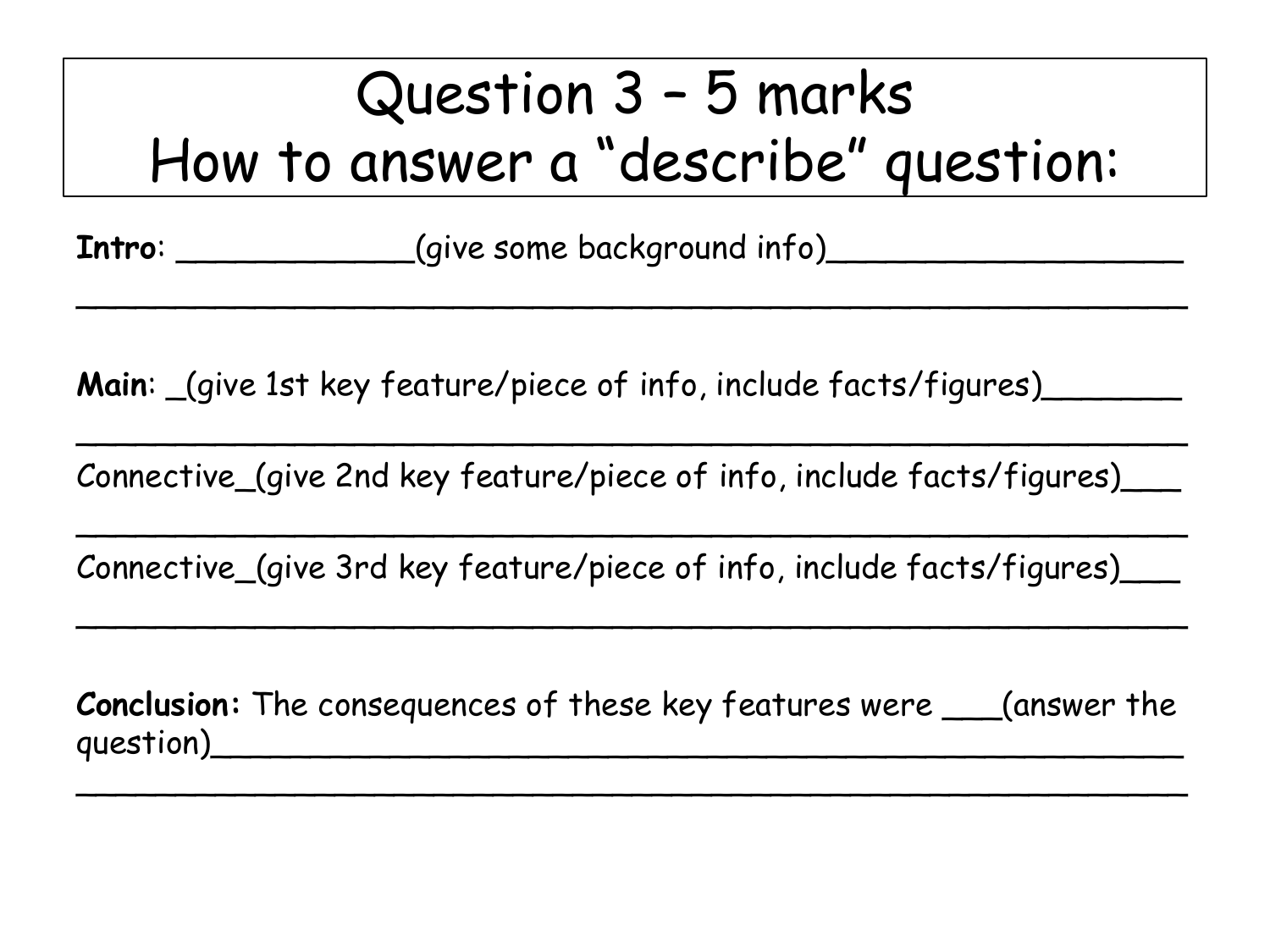# Question 3 – 5 marks
# How to answer a "describe" question:

**Intro**: ____________(give some background info)_________________

_______________________________________________________________

**Main**: _(give 1st key feature/piece of info, include facts/figures)_______

_______________________________________________________________

Connective_(give 2nd key feature/piece of info, include facts/figures)___

_______________________________________________________________

Connective_(give 3rd key feature/piece of info, include facts/figures)___

_______________________________________________________________

**Conclusion:** The consequences of these key features were ___(answer the question)_____________________________________________

_______________________________________________________________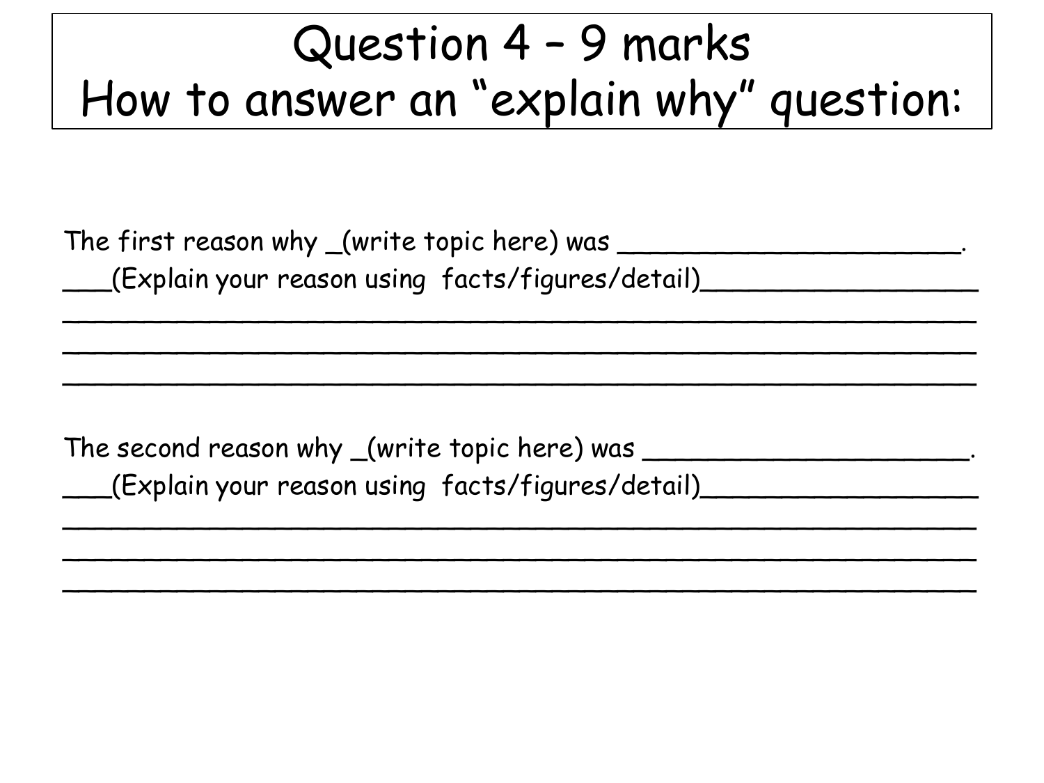# Question 4 – 9 marks
# How to answer an "explain why" question:

The first reason why _(write topic here) was ______________________.
___(Explain your reason using facts/figures/detail)_________________
____________________________________________________________
____________________________________________________________
____________________________________________________________

The second reason why _(write topic here) was ______________________.
___(Explain your reason using facts/figures/detail)_________________
____________________________________________________________
____________________________________________________________
____________________________________________________________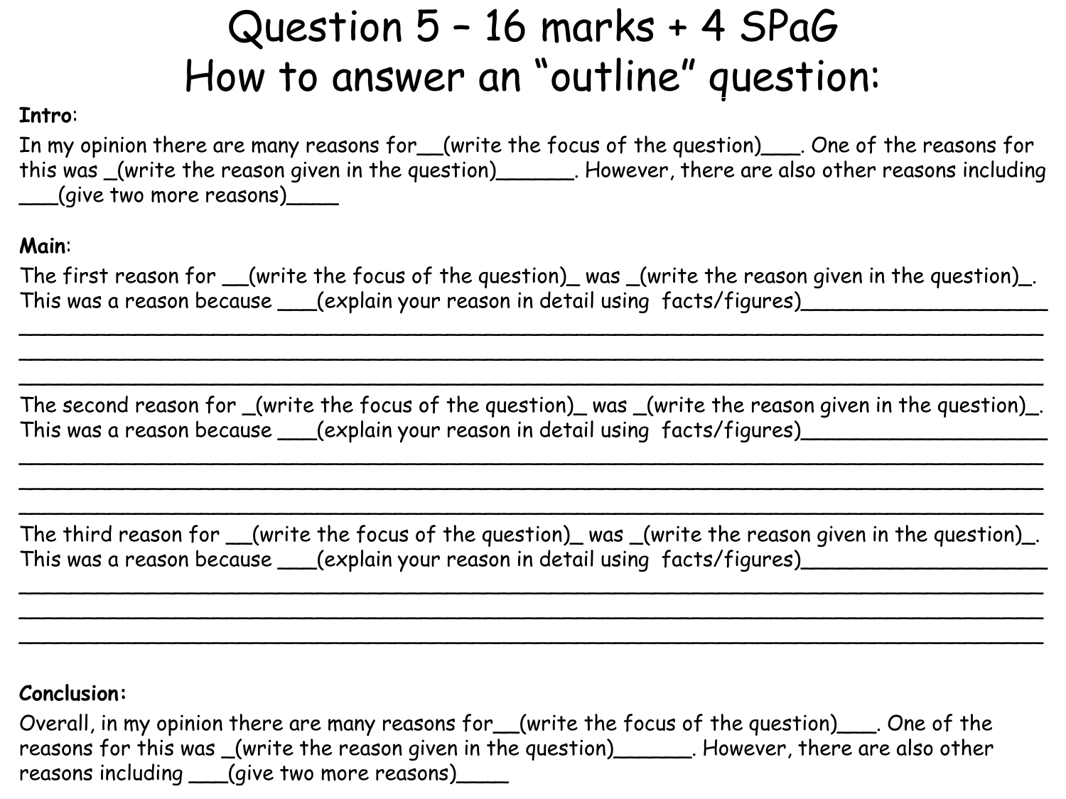# Question 5 – 16 marks + 4 SPaG
# How to answer an "outline" question:

**Intro**:

In my opinion there are many reasons for__(write the focus of the question)___. One of the reasons for this was _(write the reason given in the question)______. However, there are also other reasons including ___(give two more reasons)____

**Main**:

The first reason for __(write the focus of the question)_ was _(write the reason given in the question)_. This was a reason because ___(explain your reason in detail using facts/figures)___________________

___________________________________________________________________________

___________________________________________________________________________

___________________________________________________________________________

The second reason for _(write the focus of the question)_ was _(write the reason given in the question)_. This was a reason because ___(explain your reason in detail using facts/figures)___________________

___________________________________________________________________________

___________________________________________________________________________

___________________________________________________________________________

The third reason for __(write the focus of the question)_ was _(write the reason given in the question)_. This was a reason because ___(explain your reason in detail using facts/figures)___________________

___________________________________________________________________________

___________________________________________________________________________

___________________________________________________________________________

**Conclusion:**

Overall, in my opinion there are many reasons for__(write the focus of the question)___. One of the reasons for this was _(write the reason given in the question)______. However, there are also other reasons including ___(give two more reasons)____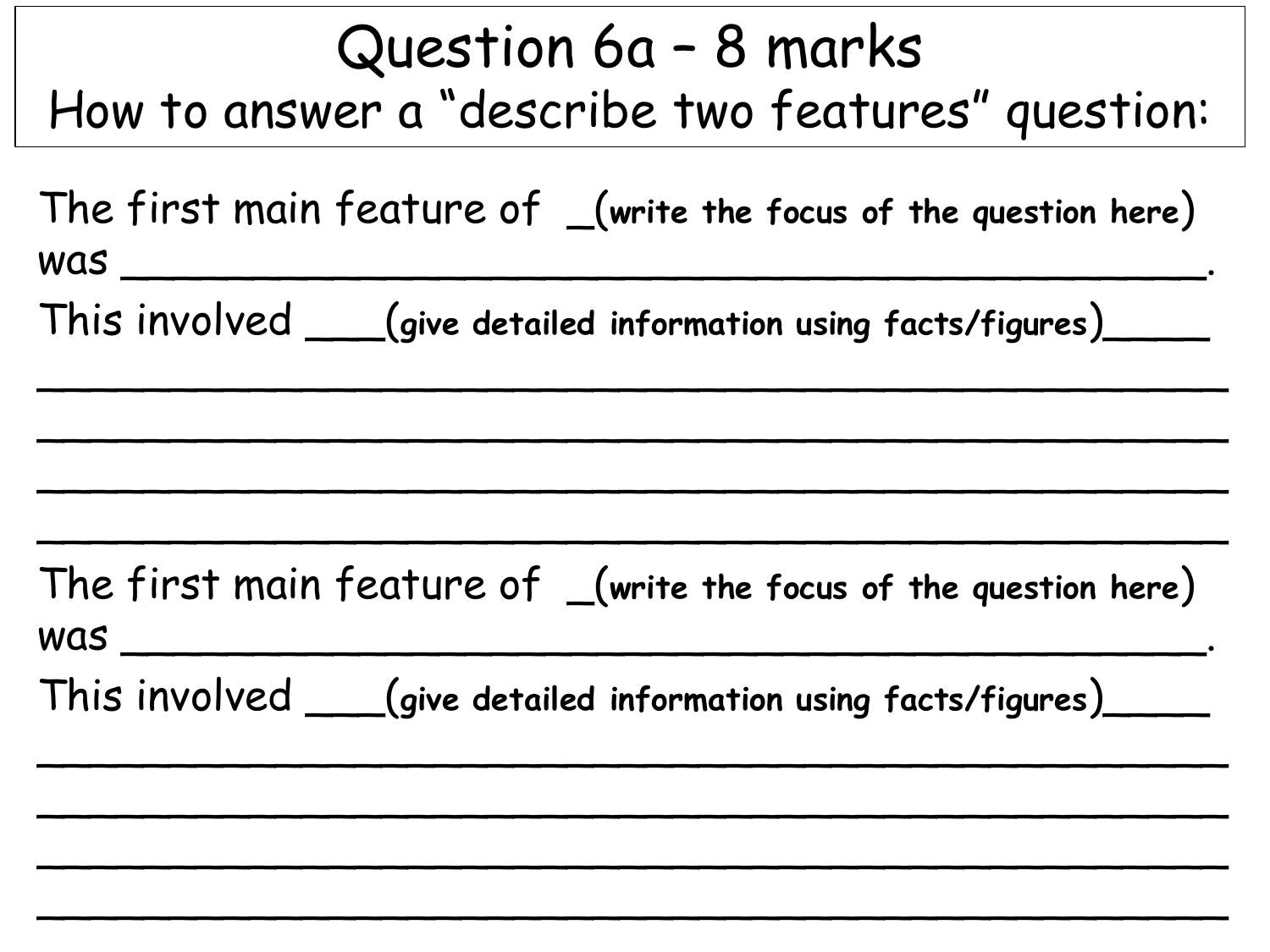# Question 6a – 8 marks

## How to answer a "describe two features" question:

The first main feature of _(**write the focus of the question here**)
was ___________________________________________.
This involved ___(**give detailed information using facts/figures**)_____
_______________________________________________
_______________________________________________
_______________________________________________
_______________________________________________

The first main feature of _(**write the focus of the question here**)
was ___________________________________________.
This involved ___(**give detailed information using facts/figures**)_____
_______________________________________________
_______________________________________________
_______________________________________________
_______________________________________________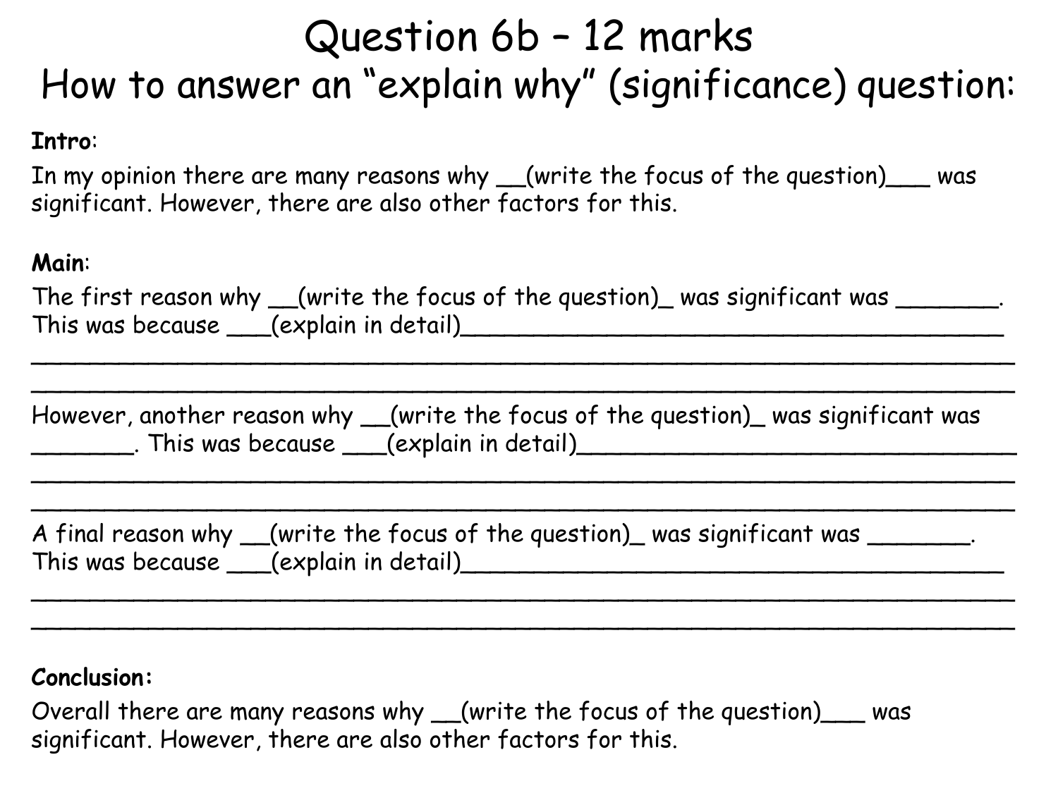# Question 6b – 12 marks

## How to answer an "explain why" (significance) question:

**Intro**:

In my opinion there are many reasons why __(write the focus of the question)___ was significant. However, there are also other factors for this.

**Main**:

The first reason why __(write the focus of the question)_ was significant was _______. This was because ___(explain in detail)________________________________________
______________________________________________________________________
______________________________________________________________________

However, another reason why __(write the focus of the question)_ was significant was _______. This was because ___(explain in detail)__________________________________
______________________________________________________________________
______________________________________________________________________

A final reason why __(write the focus of the question)_ was significant was _______. This was because ___(explain in detail)________________________________________
______________________________________________________________________
______________________________________________________________________

**Conclusion:**

Overall there are many reasons why __(write the focus of the question)___ was significant. However, there are also other factors for this.